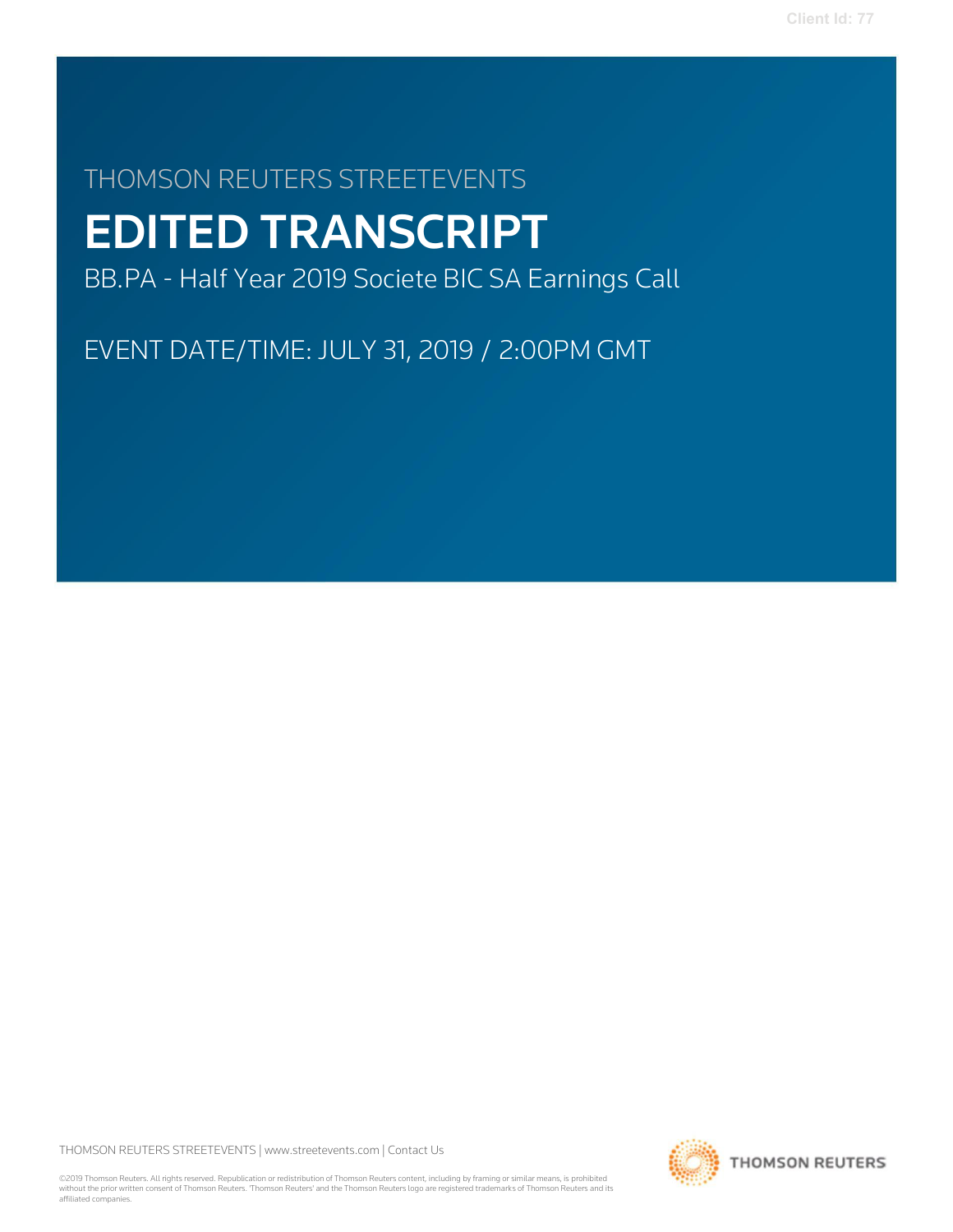THOMSON REUTERS STREETEVENTS

# EDITED TRANSCRIPT

BB.PA - Half Year 2019 Societe BIC SA Earnings Call

EVENT DATE/TIME: JULY 31, 2019 / 2:00PM GMT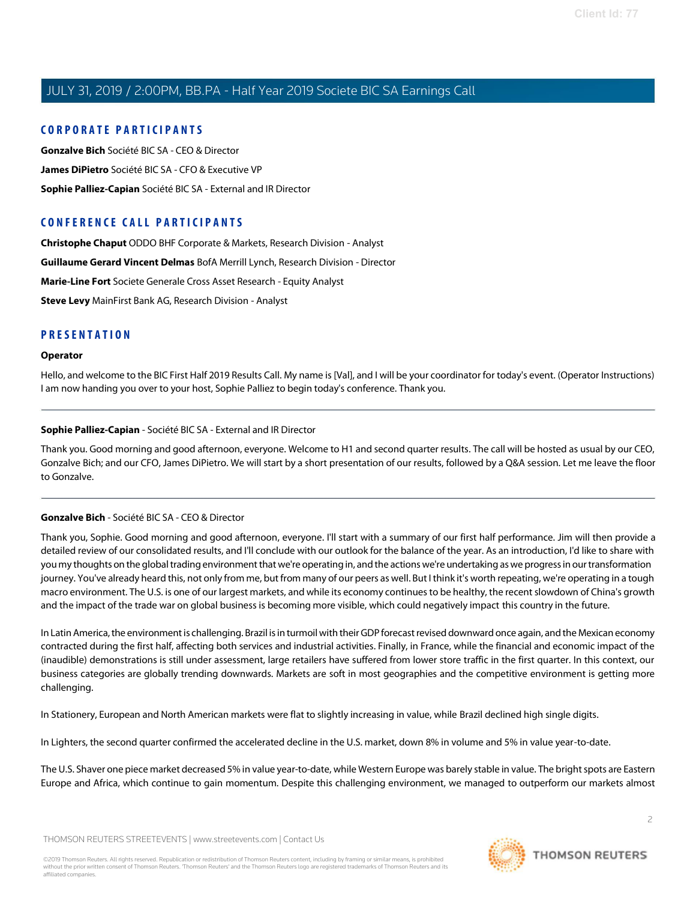## CORPORATE PARTICIPANTS

**Gonzalve Bich** Société BIC SA - CEO & Director

**James DiPietro** Société BIC SA - CFO & Executive VP

**Sophie Palliez-Capian** Société BIC SA - External and IR Director

## CONFERENCE CALL PARTICIPANTS

**Christophe Chaput** ODDO BHF Corporate & Markets, Research Division - Analyst

**Guillaume Gerard Vincent Delmas** BofA Merrill Lynch, Research Division - Director

**Marie-Line Fort** Societe Generale Cross Asset Research - Equity Analyst

**Steve Levy** MainFirst Bank AG, Research Division - Analyst

## PRESENTATION

### Operator

Hello, and welcome to the BIC First Half 2019 Results Call. My name is [Val], and I will be your coordinator for today's event. (Operator Instructions) I am now handing you over to your host, Sophie Palliez to begin today's conference. Thank you.

---

### Sophie Palliez-Capian - Société BIC SA - External and IR Director

Thank you. Good morning and good afternoon, everyone. Welcome to H1 and second quarter results. The call will be hosted as usual by our CEO, Gonzalve Bich; and our CFO, James DiPietro. We will start by a short presentation of our results, followed by a Q&A session. Let me leave the floor to Gonzalve.

---

### Gonzalve Bich - Société BIC SA - CEO & Director

Thank you, Sophie. Good morning and good afternoon, everyone. I'll start with a summary of our first half performance. Jim will then provide a detailed review of our consolidated results, and I'll conclude with our outlook for the balance of the year. As an introduction, I'd like to share with you my thoughts on the global trading environment that we're operating in, and the actions we're undertaking as we progress in our transformation journey. You've already heard this, not only from me, but from many of our peers as well. But I think it's worth repeating, we're operating in a tough macro environment. The U.S. is one of our largest markets, and while its economy continues to be healthy, the recent slowdown of China's growth and the impact of the trade war on global business is becoming more visible, which could negatively impact this country in the future.

In Latin America, the environment is challenging. Brazil is in turmoil with their GDP forecast revised downward once again, and the Mexican economy contracted during the first half, affecting both services and industrial activities. Finally, in France, while the financial and economic impact of the (inaudible) demonstrations is still under assessment, large retailers have suffered from lower store traffic in the first quarter. In this context, our business categories are globally trending downwards. Markets are soft in most geographies and the competitive environment is getting more challenging.

In Stationery, European and North American markets were flat to slightly increasing in value, while Brazil declined high single digits.

In Lighters, the second quarter confirmed the accelerated decline in the U.S. market, down 8% in volume and 5% in value year-to-date.

The U.S. Shaver one piece market decreased 5% in value year-to-date, while Western Europe was barely stable in value. The bright spots are Eastern Europe and Africa, which continue to gain momentum. Despite this challenging environment, we managed to outperform our markets almost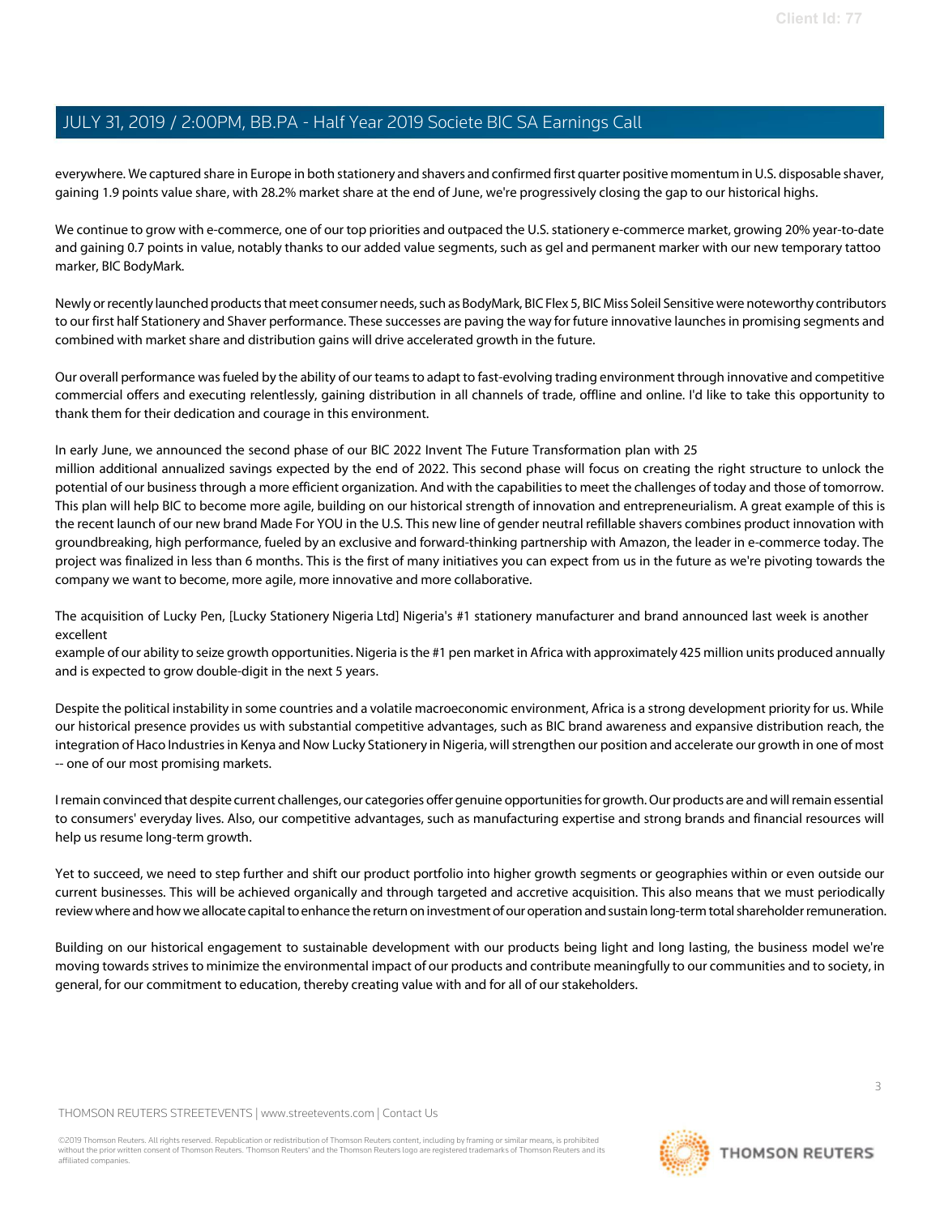everywhere. We captured share in Europe in both stationery and shavers and confirmed first quarter positive momentum in U.S. disposable shaver, gaining 1.9 points value share, with 28.2% market share at the end of June, we're progressively closing the gap to our historical highs.

We continue to grow with e-commerce, one of our top priorities and outpaced the U.S. stationery e-commerce market, growing 20% year-to-date and gaining 0.7 points in value, notably thanks to our added value segments, such as gel and permanent marker with our new temporary tattoo marker, BIC BodyMark.

Newly or recently launched products that meet consumer needs, such as BodyMark, BIC Flex 5, BIC Miss Soleil Sensitive were noteworthy contributors to our first half Stationery and Shaver performance. These successes are paving the way for future innovative launches in promising segments and combined with market share and distribution gains will drive accelerated growth in the future.

Our overall performance was fueled by the ability of our teams to adapt to fast-evolving trading environment through innovative and competitive commercial offers and executing relentlessly, gaining distribution in all channels of trade, offline and online. I'd like to take this opportunity to thank them for their dedication and courage in this environment.

In early June, we announced the second phase of our BIC 2022 Invent The Future Transformation plan with 25 million additional annualized savings expected by the end of 2022. This second phase will focus on creating the right structure to unlock the potential of our business through a more efficient organization. And with the capabilities to meet the challenges of today and those of tomorrow. This plan will help BIC to become more agile, building on our historical strength of innovation and entrepreneurialism. A great example of this is the recent launch of our new brand Made For YOU in the U.S. This new line of gender neutral refillable shavers combines product innovation with groundbreaking, high performance, fueled by an exclusive and forward-thinking partnership with Amazon, the leader in e-commerce today. The project was finalized in less than 6 months. This is the first of many initiatives you can expect from us in the future as we're pivoting towards the company we want to become, more agile, more innovative and more collaborative.

The acquisition of Lucky Pen, [Lucky Stationery Nigeria Ltd] Nigeria's #1 stationery manufacturer and brand announced last week is another excellent example of our ability to seize growth opportunities. Nigeria is the #1 pen market in Africa with approximately 425 million units produced annually and is expected to grow double-digit in the next 5 years.

Despite the political instability in some countries and a volatile macroeconomic environment, Africa is a strong development priority for us. While our historical presence provides us with substantial competitive advantages, such as BIC brand awareness and expansive distribution reach, the integration of Haco Industries in Kenya and Now Lucky Stationery in Nigeria, will strengthen our position and accelerate our growth in one of most -- one of our most promising markets.

I remain convinced that despite current challenges, our categories offer genuine opportunities for growth. Our products are and will remain essential to consumers' everyday lives. Also, our competitive advantages, such as manufacturing expertise and strong brands and financial resources will help us resume long-term growth.

Yet to succeed, we need to step further and shift our product portfolio into higher growth segments or geographies within or even outside our current businesses. This will be achieved organically and through targeted and accretive acquisition. This also means that we must periodically review where and how we allocate capital to enhance the return on investment of our operation and sustain long-term total shareholder remuneration.

Building on our historical engagement to sustainable development with our products being light and long lasting, the business model we're moving towards strives to minimize the environmental impact of our products and contribute meaningfully to our communities and to society, in general, for our commitment to education, thereby creating value with and for all of our stakeholders.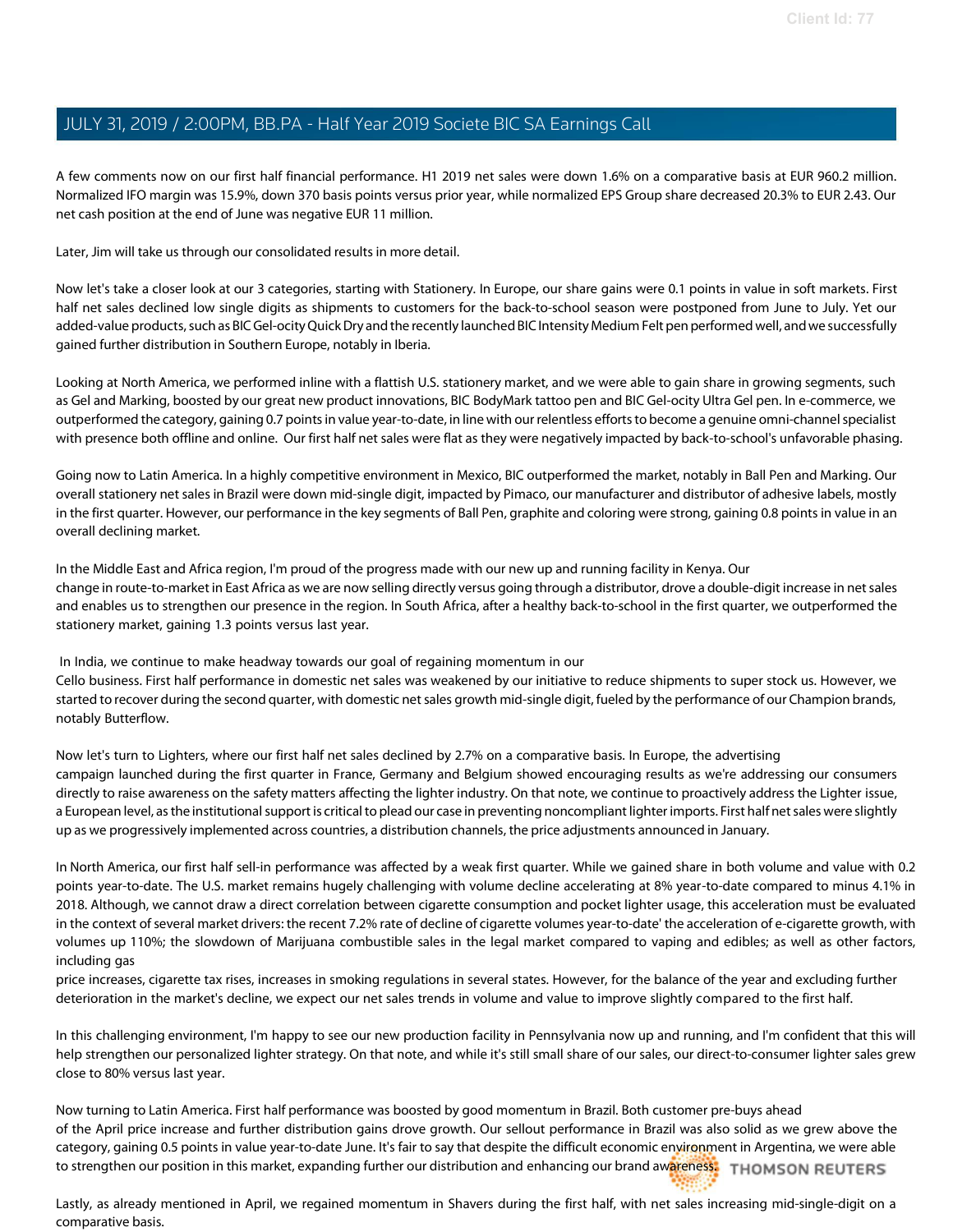A few comments now on our first half financial performance. H1 2019 net sales were down 1.6% on a comparative basis at EUR 960.2 million. Normalized IFO margin was 15.9%, down 370 basis points versus prior year, while normalized EPS Group share decreased 20.3% to EUR 2.43. Our net cash position at the end of June was negative EUR 11 million.

Later, Jim will take us through our consolidated results in more detail.

Now let's take a closer look at our 3 categories, starting with Stationery. In Europe, our share gains were 0.1 points in value in soft markets. First half net sales declined low single digits as shipments to customers for the back-to-school season were postponed from June to July. Yet our added-value products, such as BIC Gel-ocity Quick Dry and the recently launched BIC Intensity Medium Felt pen performed well, and we successfully gained further distribution in Southern Europe, notably in Iberia.

Looking at North America, we performed inline with a flattish U.S. stationery market, and we were able to gain share in growing segments, such as Gel and Marking, boosted by our great new product innovations, BIC BodyMark tattoo pen and BIC Gel-ocity Ultra Gel pen. In e-commerce, we outperformed the category, gaining 0.7 points in value year-to-date, in line with our relentless efforts to become a genuine omni-channel specialist with presence both offline and online. Our first half net sales were flat as they were negatively impacted by back-to-school's unfavorable phasing.

Going now to Latin America. In a highly competitive environment in Mexico, BIC outperformed the market, notably in Ball Pen and Marking. Our overall stationery net sales in Brazil were down mid-single digit, impacted by Pimaco, our manufacturer and distributor of adhesive labels, mostly in the first quarter. However, our performance in the key segments of Ball Pen, graphite and coloring were strong, gaining 0.8 points in value in an overall declining market.

In the Middle East and Africa region, I'm proud of the progress made with our new up and running facility in Kenya. Our change in route-to-market in East Africa as we are now selling directly versus going through a distributor, drove a double-digit increase in net sales and enables us to strengthen our presence in the region. In South Africa, after a healthy back-to-school in the first quarter, we outperformed the stationery market, gaining 1.3 points versus last year.

In India, we continue to make headway towards our goal of regaining momentum in our Cello business. First half performance in domestic net sales was weakened by our initiative to reduce shipments to super stock us. However, we started to recover during the second quarter, with domestic net sales growth mid-single digit, fueled by the performance of our Champion brands, notably Butterflow.

Now let's turn to Lighters, where our first half net sales declined by 2.7% on a comparative basis. In Europe, the advertising campaign launched during the first quarter in France, Germany and Belgium showed encouraging results as we're addressing our consumers directly to raise awareness on the safety matters affecting the lighter industry. On that note, we continue to proactively address the Lighter issue, a European level, as the institutional support is critical to plead our case in preventing noncompliant lighter imports. First half net sales were slightly up as we progressively implemented across countries, a distribution channels, the price adjustments announced in January.

In North America, our first half sell-in performance was affected by a weak first quarter. While we gained share in both volume and value with 0.2 points year-to-date. The U.S. market remains hugely challenging with volume decline accelerating at 8% year-to-date compared to minus 4.1% in 2018. Although, we cannot draw a direct correlation between cigarette consumption and pocket lighter usage, this acceleration must be evaluated in the context of several market drivers: the recent 7.2% rate of decline of cigarette volumes year-to-date' the acceleration of e-cigarette growth, with volumes up 110%; the slowdown of Marijuana combustible sales in the legal market compared to vaping and edibles; as well as other factors, including gas price increases, cigarette tax rises, increases in smoking regulations in several states. However, for the balance of the year and excluding further deterioration in the market's decline, we expect our net sales trends in volume and value to improve slightly compared to the first half.

In this challenging environment, I'm happy to see our new production facility in Pennsylvania now up and running, and I'm confident that this will help strengthen our personalized lighter strategy. On that note, and while it's still small share of our sales, our direct-to-consumer lighter sales grew close to 80% versus last year.

Now turning to Latin America. First half performance was boosted by good momentum in Brazil. Both customer pre-buys ahead of the April price increase and further distribution gains drove growth. Our sellout performance in Brazil was also solid as we grew above the category, gaining 0.5 points in value year-to-date June. It's fair to say that despite the difficult economic environment in Argentina, we were able to strengthen our position in this market, expanding further our distribution and enhancing our brand awareness.

Lastly, as already mentioned in April, we regained momentum in Shavers during the first half, with net sales increasing mid-single-digit on a comparative basis.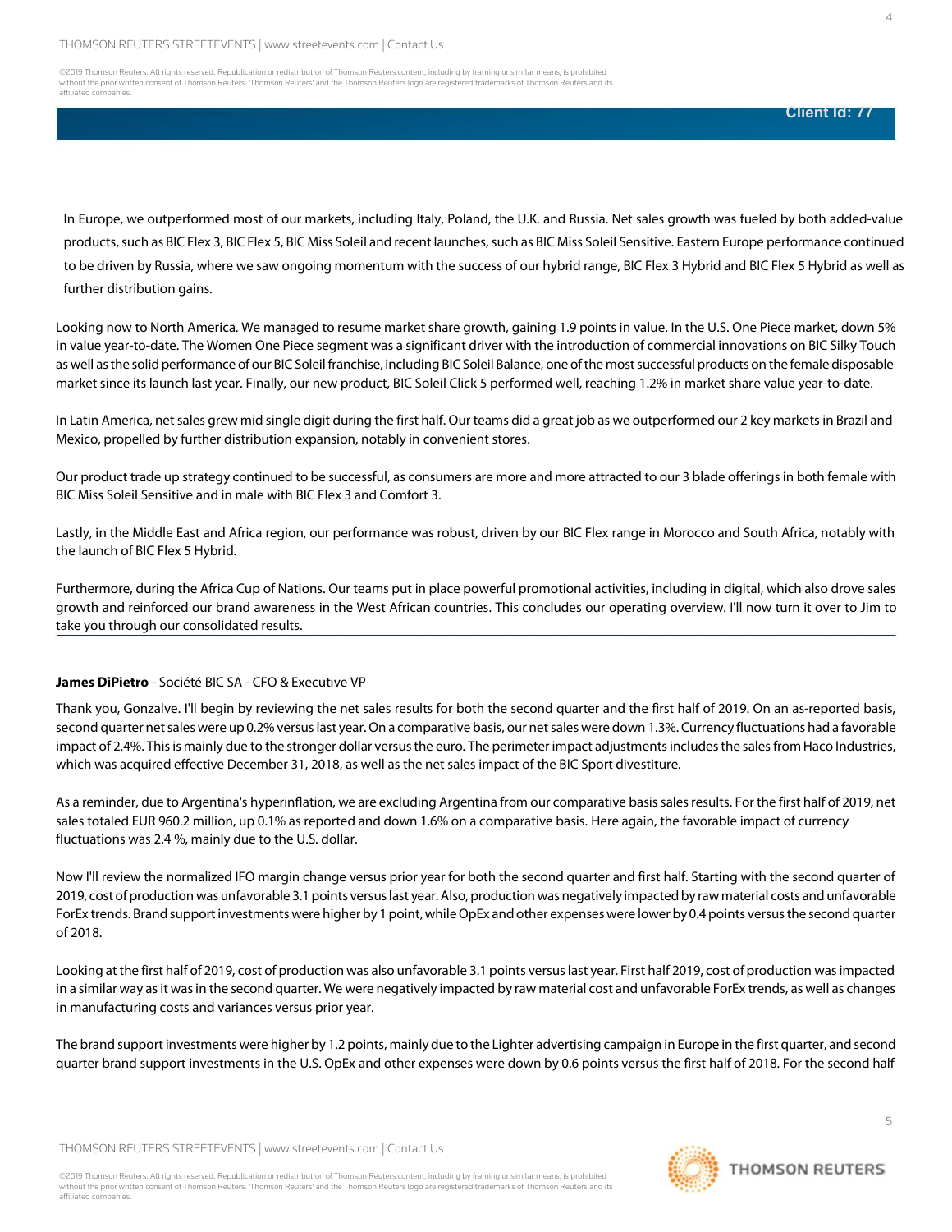In Europe, we outperformed most of our markets, including Italy, Poland, the U.K. and Russia. Net sales growth was fueled by both added-value products, such as BIC Flex 3, BIC Flex 5, BIC Miss Soleil and recent launches, such as BIC Miss Soleil Sensitive. Eastern Europe performance continued to be driven by Russia, where we saw ongoing momentum with the success of our hybrid range, BIC Flex 3 Hybrid and BIC Flex 5 Hybrid as well as further distribution gains.

Looking now to North America. We managed to resume market share growth, gaining 1.9 points in value. In the U.S. One Piece market, down 5% in value year-to-date. The Women One Piece segment was a significant driver with the introduction of commercial innovations on BIC Silky Touch as well as the solid performance of our BIC Soleil franchise, including BIC Soleil Balance, one of the most successful products on the female disposable market since its launch last year. Finally, our new product, BIC Soleil Click 5 performed well, reaching 1.2% in market share value year-to-date.

In Latin America, net sales grew mid single digit during the first half. Our teams did a great job as we outperformed our 2 key markets in Brazil and Mexico, propelled by further distribution expansion, notably in convenient stores.

Our product trade up strategy continued to be successful, as consumers are more and more attracted to our 3 blade offerings in both female with BIC Miss Soleil Sensitive and in male with BIC Flex 3 and Comfort 3.

Lastly, in the Middle East and Africa region, our performance was robust, driven by our BIC Flex range in Morocco and South Africa, notably with the launch of BIC Flex 5 Hybrid.

Furthermore, during the Africa Cup of Nations. Our teams put in place powerful promotional activities, including in digital, which also drove sales growth and reinforced our brand awareness in the West African countries. This concludes our operating overview. I'll now turn it over to Jim to take you through our consolidated results.

**James DiPietro** - Société BIC SA - CFO & Executive VP

Thank you, Gonzalve. I'll begin by reviewing the net sales results for both the second quarter and the first half of 2019. On an as-reported basis, second quarter net sales were up 0.2% versus last year. On a comparative basis, our net sales were down 1.3%. Currency fluctuations had a favorable impact of 2.4%. This is mainly due to the stronger dollar versus the euro. The perimeter impact adjustments includes the sales from Haco Industries, which was acquired effective December 31, 2018, as well as the net sales impact of the BIC Sport divestiture.

As a reminder, due to Argentina's hyperinflation, we are excluding Argentina from our comparative basis sales results. For the first half of 2019, net sales totaled EUR 960.2 million, up 0.1% as reported and down 1.6% on a comparative basis. Here again, the favorable impact of currency fluctuations was 2.4 %, mainly due to the U.S. dollar.

Now I'll review the normalized IFO margin change versus prior year for both the second quarter and first half. Starting with the second quarter of 2019, cost of production was unfavorable 3.1 points versus last year. Also, production was negatively impacted by raw material costs and unfavorable ForEx trends. Brand support investments were higher by 1 point, while OpEx and other expenses were lower by 0.4 points versus the second quarter of 2018.

Looking at the first half of 2019, cost of production was also unfavorable 3.1 points versus last year. First half 2019, cost of production was impacted in a similar way as it was in the second quarter. We were negatively impacted by raw material cost and unfavorable ForEx trends, as well as changes in manufacturing costs and variances versus prior year.

The brand support investments were higher by 1.2 points, mainly due to the Lighter advertising campaign in Europe in the first quarter, and second quarter brand support investments in the U.S. OpEx and other expenses were down by 0.6 points versus the first half of 2018. For the second half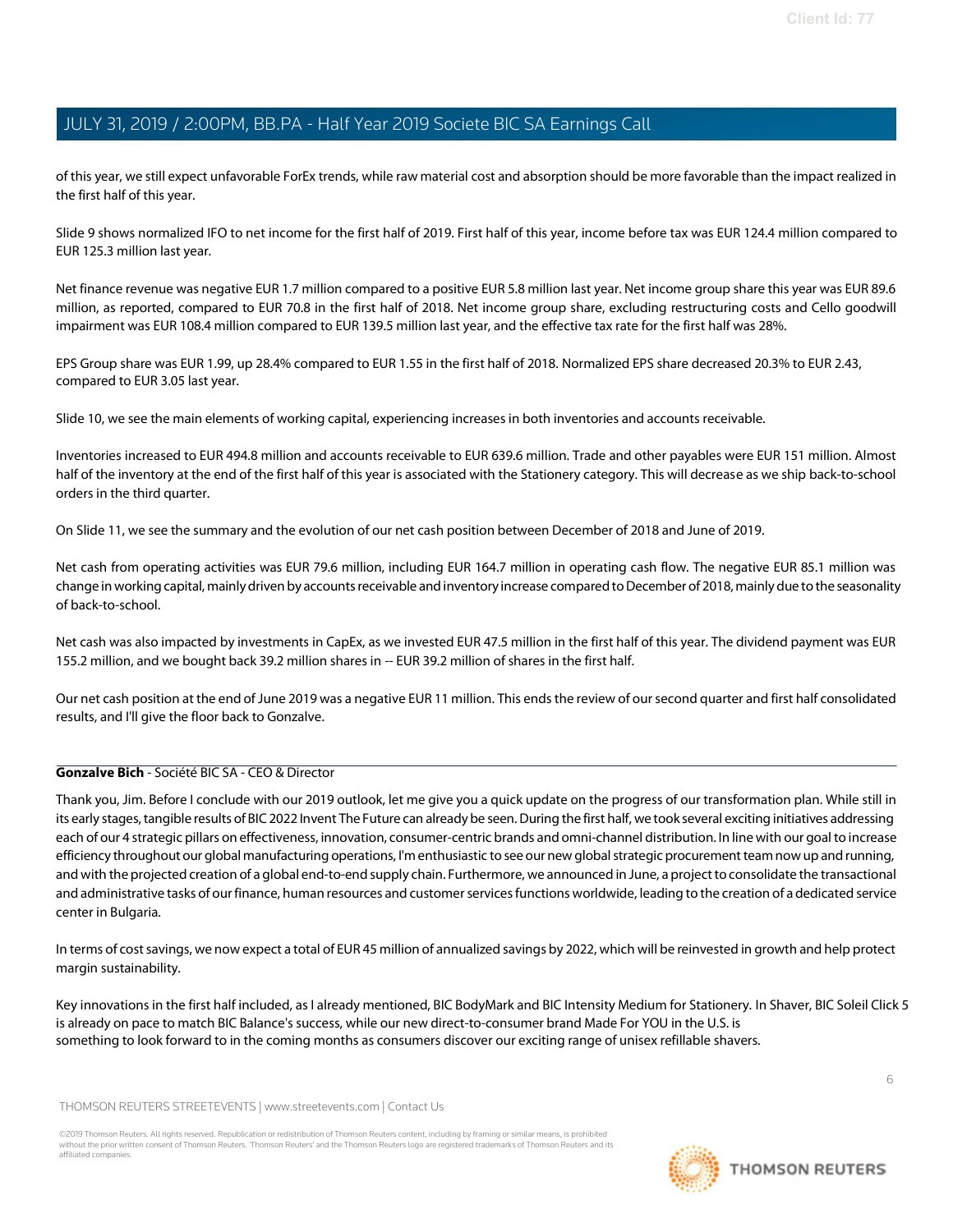of this year, we still expect unfavorable ForEx trends, while raw material cost and absorption should be more favorable than the impact realized in the first half of this year.

Slide 9 shows normalized IFO to net income for the first half of 2019. First half of this year, income before tax was EUR 124.4 million compared to EUR 125.3 million last year.

Net finance revenue was negative EUR 1.7 million compared to a positive EUR 5.8 million last year. Net income group share this year was EUR 89.6 million, as reported, compared to EUR 70.8 in the first half of 2018. Net income group share, excluding restructuring costs and Cello goodwill impairment was EUR 108.4 million compared to EUR 139.5 million last year, and the effective tax rate for the first half was 28%.

EPS Group share was EUR 1.99, up 28.4% compared to EUR 1.55 in the first half of 2018. Normalized EPS share decreased 20.3% to EUR 2.43, compared to EUR 3.05 last year.

Slide 10, we see the main elements of working capital, experiencing increases in both inventories and accounts receivable.

Inventories increased to EUR 494.8 million and accounts receivable to EUR 639.6 million. Trade and other payables were EUR 151 million. Almost half of the inventory at the end of the first half of this year is associated with the Stationery category. This will decrease as we ship back-to-school orders in the third quarter.

On Slide 11, we see the summary and the evolution of our net cash position between December of 2018 and June of 2019.

Net cash from operating activities was EUR 79.6 million, including EUR 164.7 million in operating cash flow. The negative EUR 85.1 million was change in working capital, mainly driven by accounts receivable and inventory increase compared to December of 2018, mainly due to the seasonality of back-to-school.

Net cash was also impacted by investments in CapEx, as we invested EUR 47.5 million in the first half of this year. The dividend payment was EUR 155.2 million, and we bought back 39.2 million shares in -- EUR 39.2 million of shares in the first half.

Our net cash position at the end of June 2019 was a negative EUR 11 million. This ends the review of our second quarter and first half consolidated results, and I'll give the floor back to Gonzalve.

---

**Gonzalve Bich** - Société BIC SA - CEO & Director

Thank you, Jim. Before I conclude with our 2019 outlook, let me give you a quick update on the progress of our transformation plan. While still in its early stages, tangible results of BIC 2022 Invent The Future can already be seen. During the first half, we took several exciting initiatives addressing each of our 4 strategic pillars on effectiveness, innovation, consumer-centric brands and omni-channel distribution. In line with our goal to increase efficiency throughout our global manufacturing operations, I'm enthusiastic to see our new global strategic procurement team now up and running, and with the projected creation of a global end-to-end supply chain. Furthermore, we announced in June, a project to consolidate the transactional and administrative tasks of our finance, human resources and customer services functions worldwide, leading to the creation of a dedicated service center in Bulgaria.

In terms of cost savings, we now expect a total of EUR 45 million of annualized savings by 2022, which will be reinvested in growth and help protect margin sustainability.

Key innovations in the first half included, as I already mentioned, BIC BodyMark and BIC Intensity Medium for Stationery. In Shaver, BIC Soleil Click 5 is already on pace to match BIC Balance's success, while our new direct-to-consumer brand Made For YOU in the U.S. is something to look forward to in the coming months as consumers discover our exciting range of unisex refillable shavers.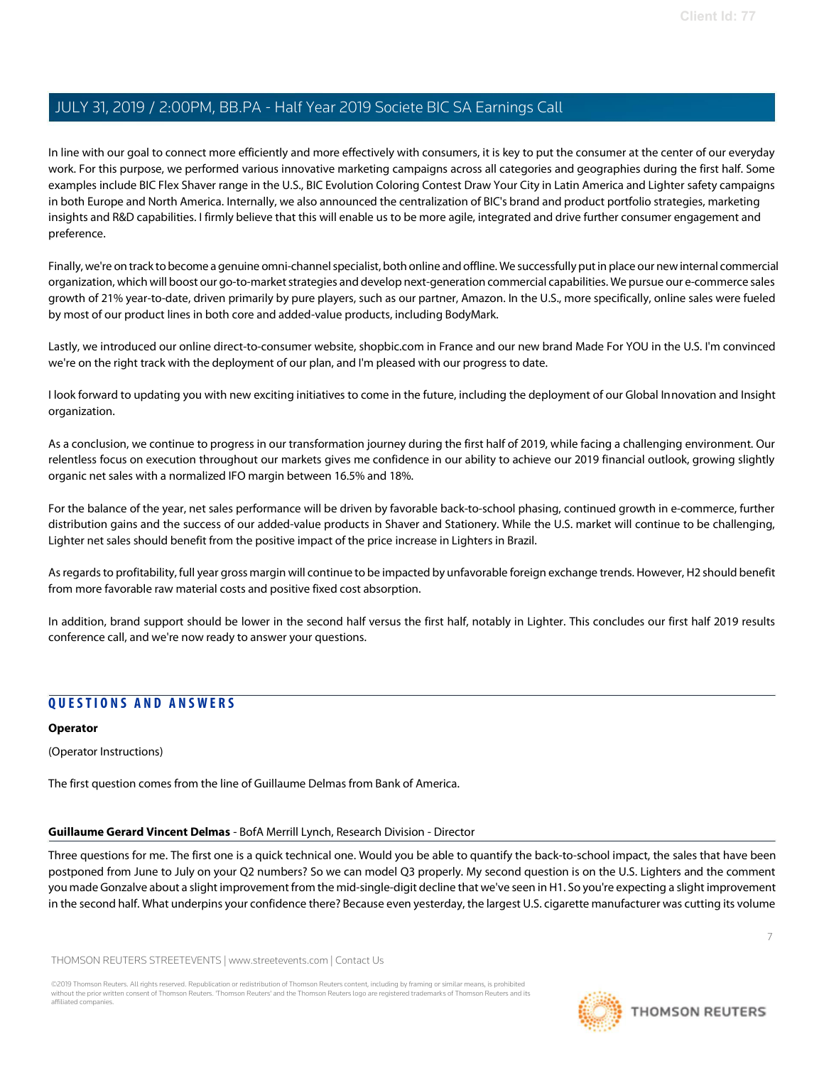In line with our goal to connect more efficiently and more effectively with consumers, it is key to put the consumer at the center of our everyday work. For this purpose, we performed various innovative marketing campaigns across all categories and geographies during the first half. Some examples include BIC Flex Shaver range in the U.S., BIC Evolution Coloring Contest Draw Your City in Latin America and Lighter safety campaigns in both Europe and North America. Internally, we also announced the centralization of BIC's brand and product portfolio strategies, marketing insights and R&D capabilities. I firmly believe that this will enable us to be more agile, integrated and drive further consumer engagement and preference.

Finally, we're on track to become a genuine omni-channel specialist, both online and offline. We successfully put in place our new internal commercial organization, which will boost our go-to-market strategies and develop next-generation commercial capabilities. We pursue our e-commerce sales growth of 21% year-to-date, driven primarily by pure players, such as our partner, Amazon. In the U.S., more specifically, online sales were fueled by most of our product lines in both core and added-value products, including BodyMark.

Lastly, we introduced our online direct-to-consumer website, shopbic.com in France and our new brand Made For YOU in the U.S. I'm convinced we're on the right track with the deployment of our plan, and I'm pleased with our progress to date.

I look forward to updating you with new exciting initiatives to come in the future, including the deployment of our Global Innovation and Insight organization.

As a conclusion, we continue to progress in our transformation journey during the first half of 2019, while facing a challenging environment. Our relentless focus on execution throughout our markets gives me confidence in our ability to achieve our 2019 financial outlook, growing slightly organic net sales with a normalized IFO margin between 16.5% and 18%.

For the balance of the year, net sales performance will be driven by favorable back-to-school phasing, continued growth in e-commerce, further distribution gains and the success of our added-value products in Shaver and Stationery. While the U.S. market will continue to be challenging, Lighter net sales should benefit from the positive impact of the price increase in Lighters in Brazil.

As regards to profitability, full year gross margin will continue to be impacted by unfavorable foreign exchange trends. However, H2 should benefit from more favorable raw material costs and positive fixed cost absorption.

In addition, brand support should be lower in the second half versus the first half, notably in Lighter. This concludes our first half 2019 results conference call, and we're now ready to answer your questions.

## QUESTIONS AND ANSWERS

**Operator**

(Operator Instructions)

The first question comes from the line of Guillaume Delmas from Bank of America.

**Guillaume Gerard Vincent Delmas** - BofA Merrill Lynch, Research Division - Director

Three questions for me. The first one is a quick technical one. Would you be able to quantify the back-to-school impact, the sales that have been postponed from June to July on your Q2 numbers? So we can model Q3 properly. My second question is on the U.S. Lighters and the comment you made Gonzalve about a slight improvement from the mid-single-digit decline that we've seen in H1. So you're expecting a slight improvement in the second half. What underpins your confidence there? Because even yesterday, the largest U.S. cigarette manufacturer was cutting its volume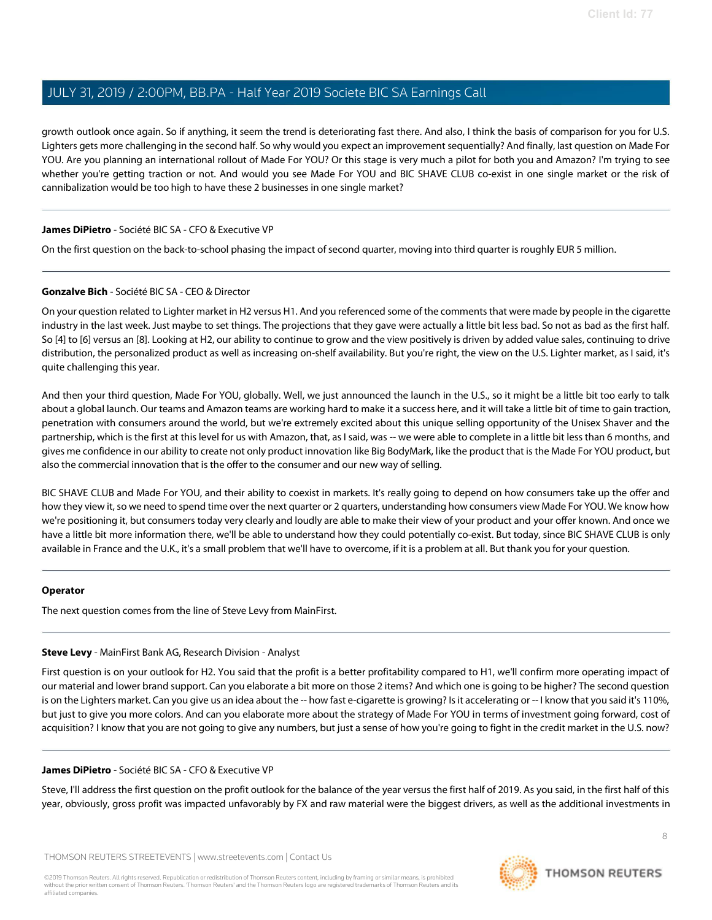growth outlook once again. So if anything, it seem the trend is deteriorating fast there. And also, I think the basis of comparison for you for U.S. Lighters gets more challenging in the second half. So why would you expect an improvement sequentially? And finally, last question on Made For YOU. Are you planning an international rollout of Made For YOU? Or this stage is very much a pilot for both you and Amazon? I'm trying to see whether you're getting traction or not. And would you see Made For YOU and BIC SHAVE CLUB co-exist in one single market or the risk of cannibalization would be too high to have these 2 businesses in one single market?

---

**James DiPietro** - Société BIC SA - CFO & Executive VP

On the first question on the back-to-school phasing the impact of second quarter, moving into third quarter is roughly EUR 5 million.

---

**Gonzalve Bich** - Société BIC SA - CEO & Director

On your question related to Lighter market in H2 versus H1. And you referenced some of the comments that were made by people in the cigarette industry in the last week. Just maybe to set things. The projections that they gave were actually a little bit less bad. So not as bad as the first half. So [4] to [6] versus an [8]. Looking at H2, our ability to continue to grow and the view positively is driven by added value sales, continuing to drive distribution, the personalized product as well as increasing on-shelf availability. But you're right, the view on the U.S. Lighter market, as I said, it's quite challenging this year.

And then your third question, Made For YOU, globally. Well, we just announced the launch in the U.S., so it might be a little bit too early to talk about a global launch. Our teams and Amazon teams are working hard to make it a success here, and it will take a little bit of time to gain traction, penetration with consumers around the world, but we're extremely excited about this unique selling opportunity of the Unisex Shaver and the partnership, which is the first at this level for us with Amazon, that, as I said, was -- we were able to complete in a little bit less than 6 months, and gives me confidence in our ability to create not only product innovation like Big BodyMark, like the product that is the Made For YOU product, but also the commercial innovation that is the offer to the consumer and our new way of selling.

BIC SHAVE CLUB and Made For YOU, and their ability to coexist in markets. It's really going to depend on how consumers take up the offer and how they view it, so we need to spend time over the next quarter or 2 quarters, understanding how consumers view Made For YOU. We know how we're positioning it, but consumers today very clearly and loudly are able to make their view of your product and your offer known. And once we have a little bit more information there, we'll be able to understand how they could potentially co-exist. But today, since BIC SHAVE CLUB is only available in France and the U.K., it's a small problem that we'll have to overcome, if it is a problem at all. But thank you for your question.

---

**Operator**

The next question comes from the line of Steve Levy from MainFirst.

---

**Steve Levy** - MainFirst Bank AG, Research Division - Analyst

First question is on your outlook for H2. You said that the profit is a better profitability compared to H1, we'll confirm more operating impact of our material and lower brand support. Can you elaborate a bit more on those 2 items? And which one is going to be higher? The second question is on the Lighters market. Can you give us an idea about the -- how fast e-cigarette is growing? Is it accelerating or -- I know that you said it's 110%, but just to give you more colors. And can you elaborate more about the strategy of Made For YOU in terms of investment going forward, cost of acquisition? I know that you are not going to give any numbers, but just a sense of how you're going to fight in the credit market in the U.S. now?

---

**James DiPietro** - Société BIC SA - CFO & Executive VP

Steve, I'll address the first question on the profit outlook for the balance of the year versus the first half of 2019. As you said, in the first half of this year, obviously, gross profit was impacted unfavorably by FX and raw material were the biggest drivers, as well as the additional investments in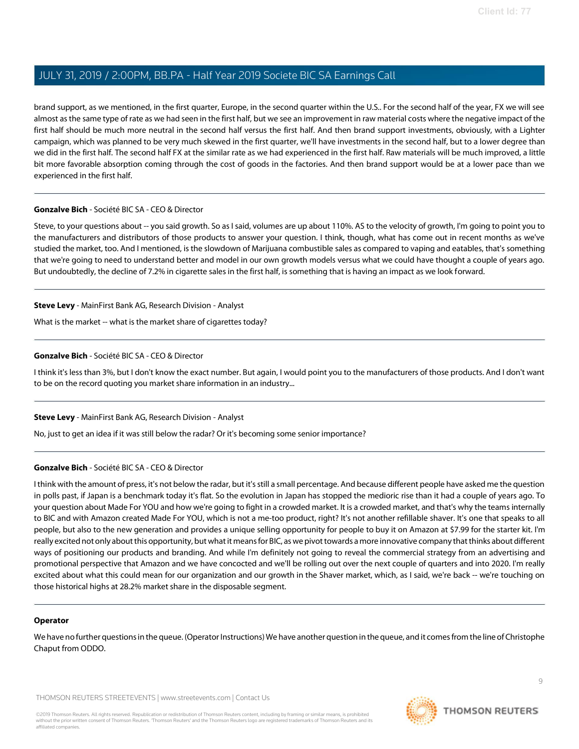brand support, as we mentioned, in the first quarter, Europe, in the second quarter within the U.S.. For the second half of the year, FX we will see almost as the same type of rate as we had seen in the first half, but we see an improvement in raw material costs where the negative impact of the first half should be much more neutral in the second half versus the first half. And then brand support investments, obviously, with a Lighter campaign, which was planned to be very much skewed in the first quarter, we'll have investments in the second half, but to a lower degree than we did in the first half. The second half FX at the similar rate as we had experienced in the first half. Raw materials will be much improved, a little bit more favorable absorption coming through the cost of goods in the factories. And then brand support would be at a lower pace than we experienced in the first half.

---

**Gonzalve Bich** - Société BIC SA - CEO & Director

Steve, to your questions about -- you said growth. So as I said, volumes are up about 110%. AS to the velocity of growth, I'm going to point you to the manufacturers and distributors of those products to answer your question. I think, though, what has come out in recent months as we've studied the market, too. And I mentioned, is the slowdown of Marijuana combustible sales as compared to vaping and eatables, that's something that we're going to need to understand better and model in our own growth models versus what we could have thought a couple of years ago. But undoubtedly, the decline of 7.2% in cigarette sales in the first half, is something that is having an impact as we look forward.

---

**Steve Levy** - MainFirst Bank AG, Research Division - Analyst

What is the market -- what is the market share of cigarettes today?

---

**Gonzalve Bich** - Société BIC SA - CEO & Director

I think it's less than 3%, but I don't know the exact number. But again, I would point you to the manufacturers of those products. And I don't want to be on the record quoting you market share information in an industry...

---

**Steve Levy** - MainFirst Bank AG, Research Division - Analyst

No, just to get an idea if it was still below the radar? Or it's becoming some senior importance?

---

**Gonzalve Bich** - Société BIC SA - CEO & Director

I think with the amount of press, it's not below the radar, but it's still a small percentage. And because different people have asked me the question in polls past, if Japan is a benchmark today it's flat. So the evolution in Japan has stopped the medioric rise than it had a couple of years ago. To your question about Made For YOU and how we're going to fight in a crowded market. It is a crowded market, and that's why the teams internally to BIC and with Amazon created Made For YOU, which is not a me-too product, right? It's not another refillable shaver. It's one that speaks to all people, but also to the new generation and provides a unique selling opportunity for people to buy it on Amazon at $7.99 for the starter kit. I'm really excited not only about this opportunity, but what it means for BIC, as we pivot towards a more innovative company that thinks about different ways of positioning our products and branding. And while I'm definitely not going to reveal the commercial strategy from an advertising and promotional perspective that Amazon and we have concocted and we'll be rolling out over the next couple of quarters and into 2020. I'm really excited about what this could mean for our organization and our growth in the Shaver market, which, as I said, we're back -- we're touching on those historical highs at 28.2% market share in the disposable segment.

---

**Operator**

We have no further questions in the queue. (Operator Instructions) We have another question in the queue, and it comes from the line of Christophe Chaput from ODDO.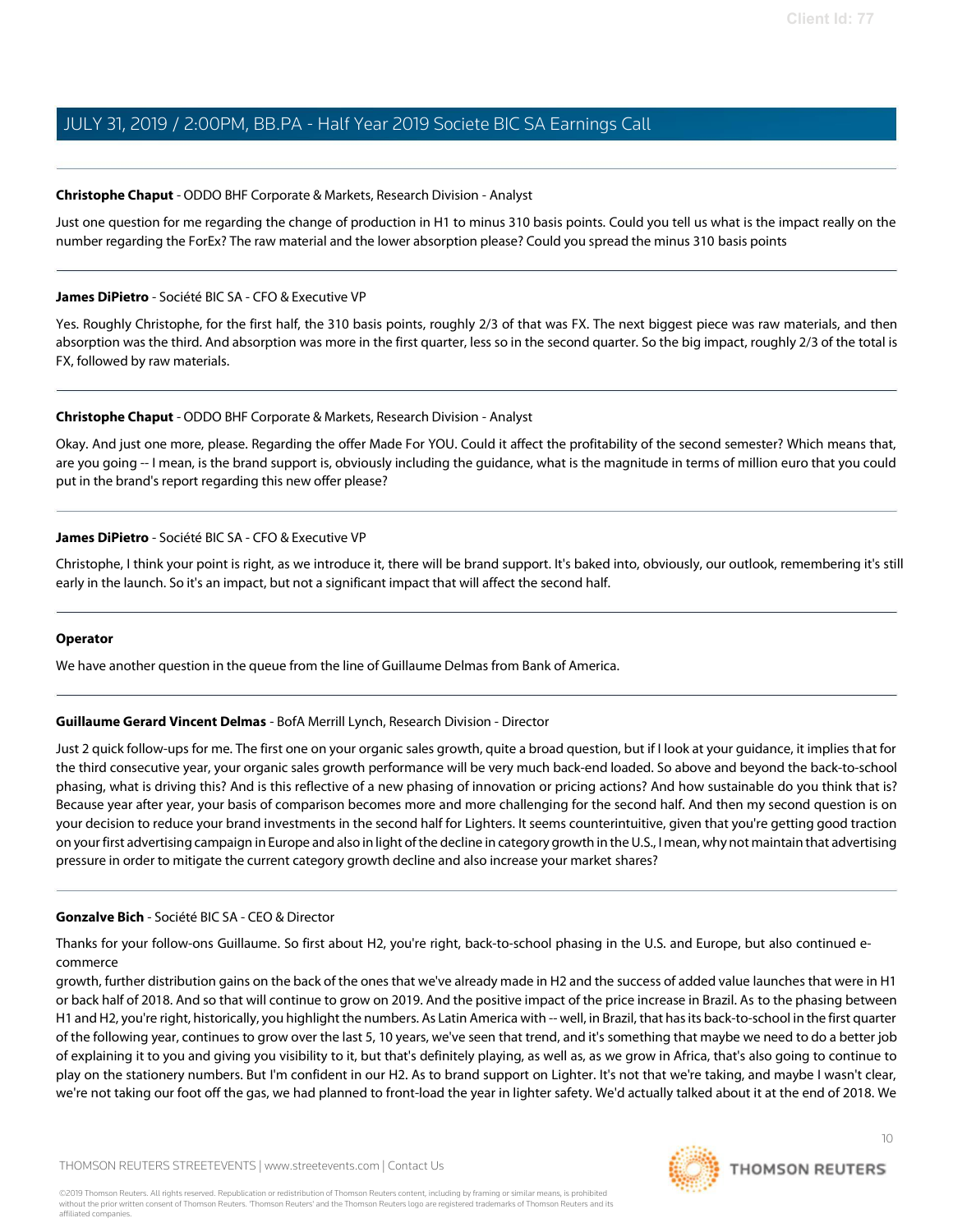**Christophe Chaput** - ODDO BHF Corporate & Markets, Research Division - Analyst

Just one question for me regarding the change of production in H1 to minus 310 basis points. Could you tell us what is the impact really on the number regarding the ForEx? The raw material and the lower absorption please? Could you spread the minus 310 basis points

**James DiPietro** - Société BIC SA - CFO & Executive VP

Yes. Roughly Christophe, for the first half, the 310 basis points, roughly 2/3 of that was FX. The next biggest piece was raw materials, and then absorption was the third. And absorption was more in the first quarter, less so in the second quarter. So the big impact, roughly 2/3 of the total is FX, followed by raw materials.

**Christophe Chaput** - ODDO BHF Corporate & Markets, Research Division - Analyst

Okay. And just one more, please. Regarding the offer Made For YOU. Could it affect the profitability of the second semester? Which means that, are you going -- I mean, is the brand support is, obviously including the guidance, what is the magnitude in terms of million euro that you could put in the brand's report regarding this new offer please?

**James DiPietro** - Société BIC SA - CFO & Executive VP

Christophe, I think your point is right, as we introduce it, there will be brand support. It's baked into, obviously, our outlook, remembering it's still early in the launch. So it's an impact, but not a significant impact that will affect the second half.

**Operator**

We have another question in the queue from the line of Guillaume Delmas from Bank of America.

**Guillaume Gerard Vincent Delmas** - BofA Merrill Lynch, Research Division - Director

Just 2 quick follow-ups for me. The first one on your organic sales growth, quite a broad question, but if I look at your guidance, it implies that for the third consecutive year, your organic sales growth performance will be very much back-end loaded. So above and beyond the back-to-school phasing, what is driving this? And is this reflective of a new phasing of innovation or pricing actions? And how sustainable do you think that is? Because year after year, your basis of comparison becomes more and more challenging for the second half. And then my second question is on your decision to reduce your brand investments in the second half for Lighters. It seems counterintuitive, given that you're getting good traction on your first advertising campaign in Europe and also in light of the decline in category growth in the U.S., I mean, why not maintain that advertising pressure in order to mitigate the current category growth decline and also increase your market shares?

**Gonzalve Bich** - Société BIC SA - CEO & Director

Thanks for your follow-ons Guillaume. So first about H2, you're right, back-to-school phasing in the U.S. and Europe, but also continued e-commerce growth, further distribution gains on the back of the ones that we've already made in H2 and the success of added value launches that were in H1 or back half of 2018. And so that will continue to grow on 2019. And the positive impact of the price increase in Brazil. As to the phasing between H1 and H2, you're right, historically, you highlight the numbers. As Latin America with -- well, in Brazil, that has its back-to-school in the first quarter of the following year, continues to grow over the last 5, 10 years, we've seen that trend, and it's something that maybe we need to do a better job of explaining it to you and giving you visibility to it, but that's definitely playing, as well as, as we grow in Africa, that's also going to continue to play on the stationery numbers. But I'm confident in our H2. As to brand support on Lighter. It's not that we're taking, and maybe I wasn't clear, we're not taking our foot off the gas, we had planned to front-load the year in lighter safety. We'd actually talked about it at the end of 2018. We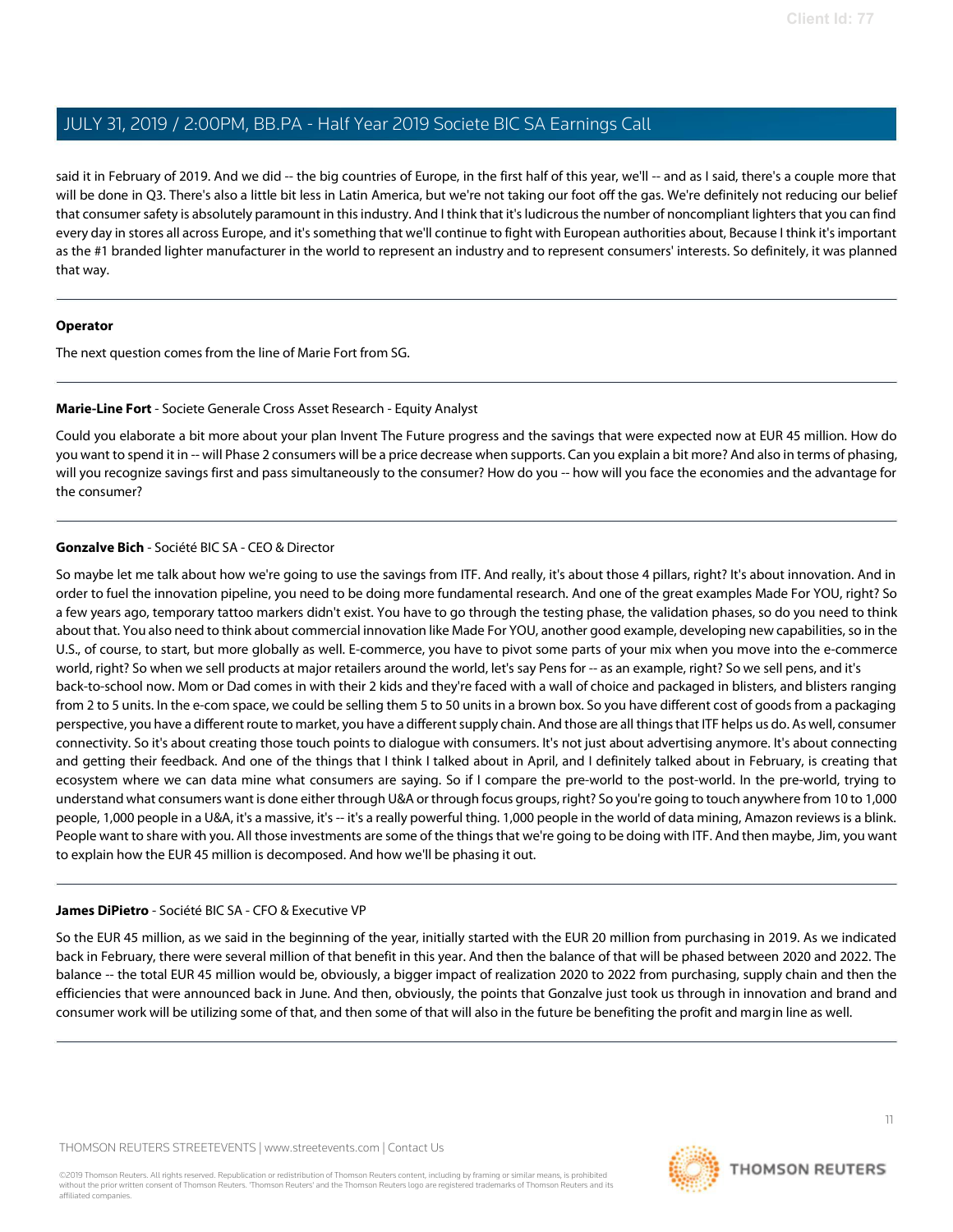said it in February of 2019. And we did -- the big countries of Europe, in the first half of this year, we'll -- and as I said, there's a couple more that will be done in Q3. There's also a little bit less in Latin America, but we're not taking our foot off the gas. We're definitely not reducing our belief that consumer safety is absolutely paramount in this industry. And I think that it's ludicrous the number of noncompliant lighters that you can find every day in stores all across Europe, and it's something that we'll continue to fight with European authorities about, Because I think it's important as the #1 branded lighter manufacturer in the world to represent an industry and to represent consumers' interests. So definitely, it was planned that way.

---

**Operator**

The next question comes from the line of Marie Fort from SG.

---

**Marie-Line Fort** - Societe Generale Cross Asset Research - Equity Analyst

Could you elaborate a bit more about your plan Invent The Future progress and the savings that were expected now at EUR 45 million. How do you want to spend it in -- will Phase 2 consumers will be a price decrease when supports. Can you explain a bit more? And also in terms of phasing, will you recognize savings first and pass simultaneously to the consumer? How do you -- how will you face the economies and the advantage for the consumer?

---

**Gonzalve Bich** - Société BIC SA - CEO & Director

So maybe let me talk about how we're going to use the savings from ITF. And really, it's about those 4 pillars, right? It's about innovation. And in order to fuel the innovation pipeline, you need to be doing more fundamental research. And one of the great examples Made For YOU, right? So a few years ago, temporary tattoo markers didn't exist. You have to go through the testing phase, the validation phases, so do you need to think about that. You also need to think about commercial innovation like Made For YOU, another good example, developing new capabilities, so in the U.S., of course, to start, but more globally as well. E-commerce, you have to pivot some parts of your mix when you move into the e-commerce world, right? So when we sell products at major retailers around the world, let's say Pens for -- as an example, right? So we sell pens, and it's back-to-school now. Mom or Dad comes in with their 2 kids and they're faced with a wall of choice and packaged in blisters, and blisters ranging from 2 to 5 units. In the e-com space, we could be selling them 5 to 50 units in a brown box. So you have different cost of goods from a packaging perspective, you have a different route to market, you have a different supply chain. And those are all things that ITF helps us do. As well, consumer connectivity. So it's about creating those touch points to dialogue with consumers. It's not just about advertising anymore. It's about connecting and getting their feedback. And one of the things that I think I talked about in April, and I definitely talked about in February, is creating that ecosystem where we can data mine what consumers are saying. So if I compare the pre-world to the post-world. In the pre-world, trying to understand what consumers want is done either through U&A or through focus groups, right? So you're going to touch anywhere from 10 to 1,000 people, 1,000 people in a U&A, it's a massive, it's -- it's a really powerful thing. 1,000 people in the world of data mining, Amazon reviews is a blink. People want to share with you. All those investments are some of the things that we're going to be doing with ITF. And then maybe, Jim, you want to explain how the EUR 45 million is decomposed. And how we'll be phasing it out.

---

**James DiPietro** - Société BIC SA - CFO & Executive VP

So the EUR 45 million, as we said in the beginning of the year, initially started with the EUR 20 million from purchasing in 2019. As we indicated back in February, there were several million of that benefit in this year. And then the balance of that will be phased between 2020 and 2022. The balance -- the total EUR 45 million would be, obviously, a bigger impact of realization 2020 to 2022 from purchasing, supply chain and then the efficiencies that were announced back in June. And then, obviously, the points that Gonzalve just took us through in innovation and brand and consumer work will be utilizing some of that, and then some of that will also in the future be benefiting the profit and margin line as well.

---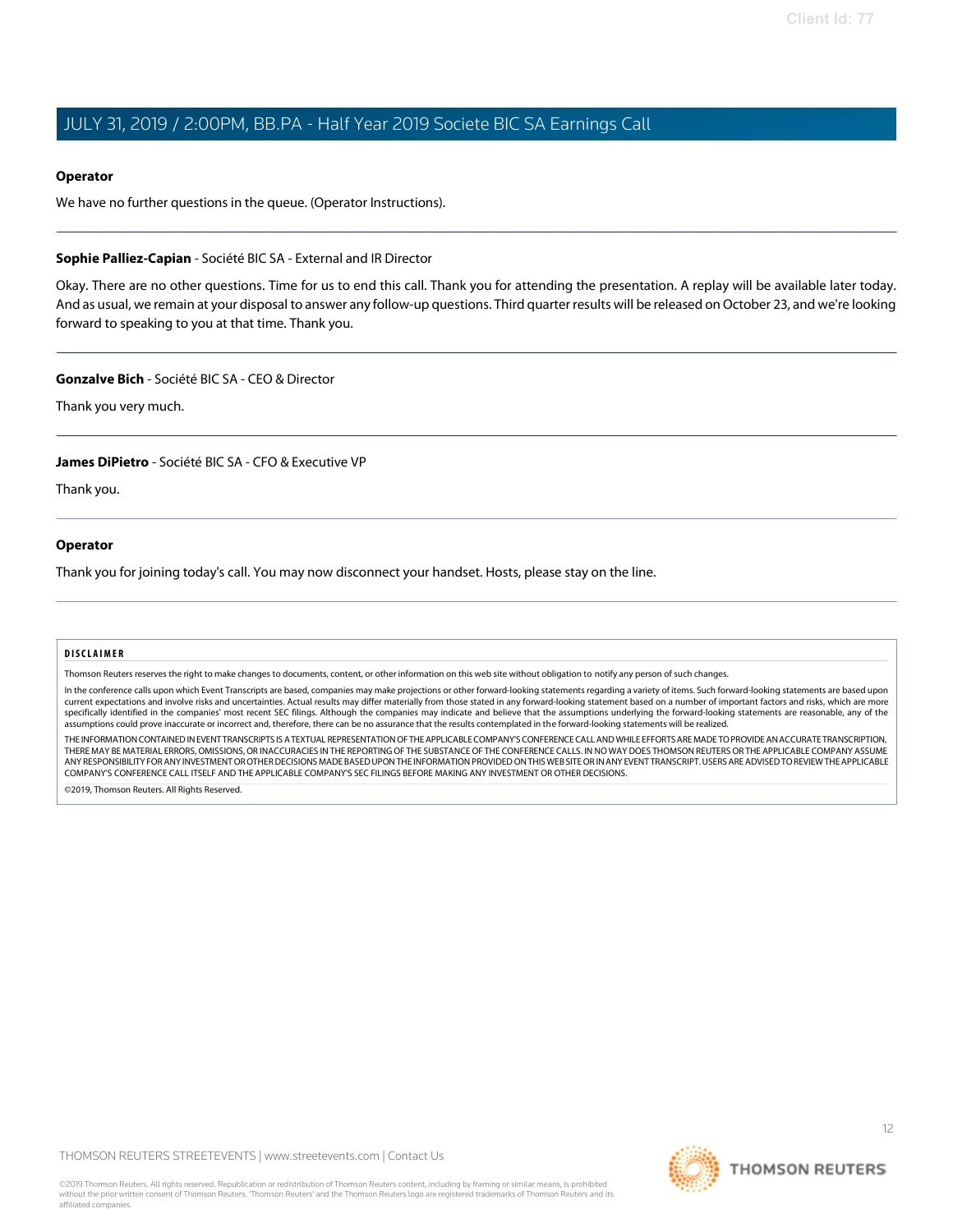**Operator**

We have no further questions in the queue. (Operator Instructions).

---

**Sophie Palliez-Capian** - Société BIC SA - External and IR Director

Okay. There are no other questions. Time for us to end this call. Thank you for attending the presentation. A replay will be available later today. And as usual, we remain at your disposal to answer any follow-up questions. Third quarter results will be released on October 23, and we're looking forward to speaking to you at that time. Thank you.

---

**Gonzalve Bich** - Société BIC SA - CEO & Director

Thank you very much.

---

**James DiPietro** - Société BIC SA - CFO & Executive VP

Thank you.

---

**Operator**

Thank you for joining today's call. You may now disconnect your handset. Hosts, please stay on the line.

---

**DISCLAIMER**

Thomson Reuters reserves the right to make changes to documents, content, or other information on this web site without obligation to notify any person of such changes.

In the conference calls upon which Event Transcripts are based, companies may make projections or other forward-looking statements regarding a variety of items. Such forward-looking statements are based upon current expectations and involve risks and uncertainties. Actual results may differ materially from those stated in any forward-looking statement based on a number of important factors and risks, which are more specifically identified in the companies' most recent SEC filings. Although the companies may indicate and believe that the assumptions underlying the forward-looking statements are reasonable, any of the assumptions could prove inaccurate or incorrect and, therefore, there can be no assurance that the results contemplated in the forward-looking statements will be realized.

THE INFORMATION CONTAINED IN EVENT TRANSCRIPTS IS A TEXTUAL REPRESENTATION OF THE APPLICABLE COMPANY'S CONFERENCE CALL AND WHILE EFFORTS ARE MADE TO PROVIDE AN ACCURATE TRANSCRIPTION, THERE MAY BE MATERIAL ERRORS, OMISSIONS, OR INACCURACIES IN THE REPORTING OF THE SUBSTANCE OF THE CONFERENCE CALLS. IN NO WAY DOES THOMSON REUTERS OR THE APPLICABLE COMPANY ASSUME ANY RESPONSIBILITY FOR ANY INVESTMENT OR OTHER DECISIONS MADE BASED UPON THE INFORMATION PROVIDED ON THIS WEB SITE OR IN ANY EVENT TRANSCRIPT. USERS ARE ADVISED TO REVIEW THE APPLICABLE COMPANY'S CONFERENCE CALL ITSELF AND THE APPLICABLE COMPANY'S SEC FILINGS BEFORE MAKING ANY INVESTMENT OR OTHER DECISIONS.

©2019, Thomson Reuters. All Rights Reserved.